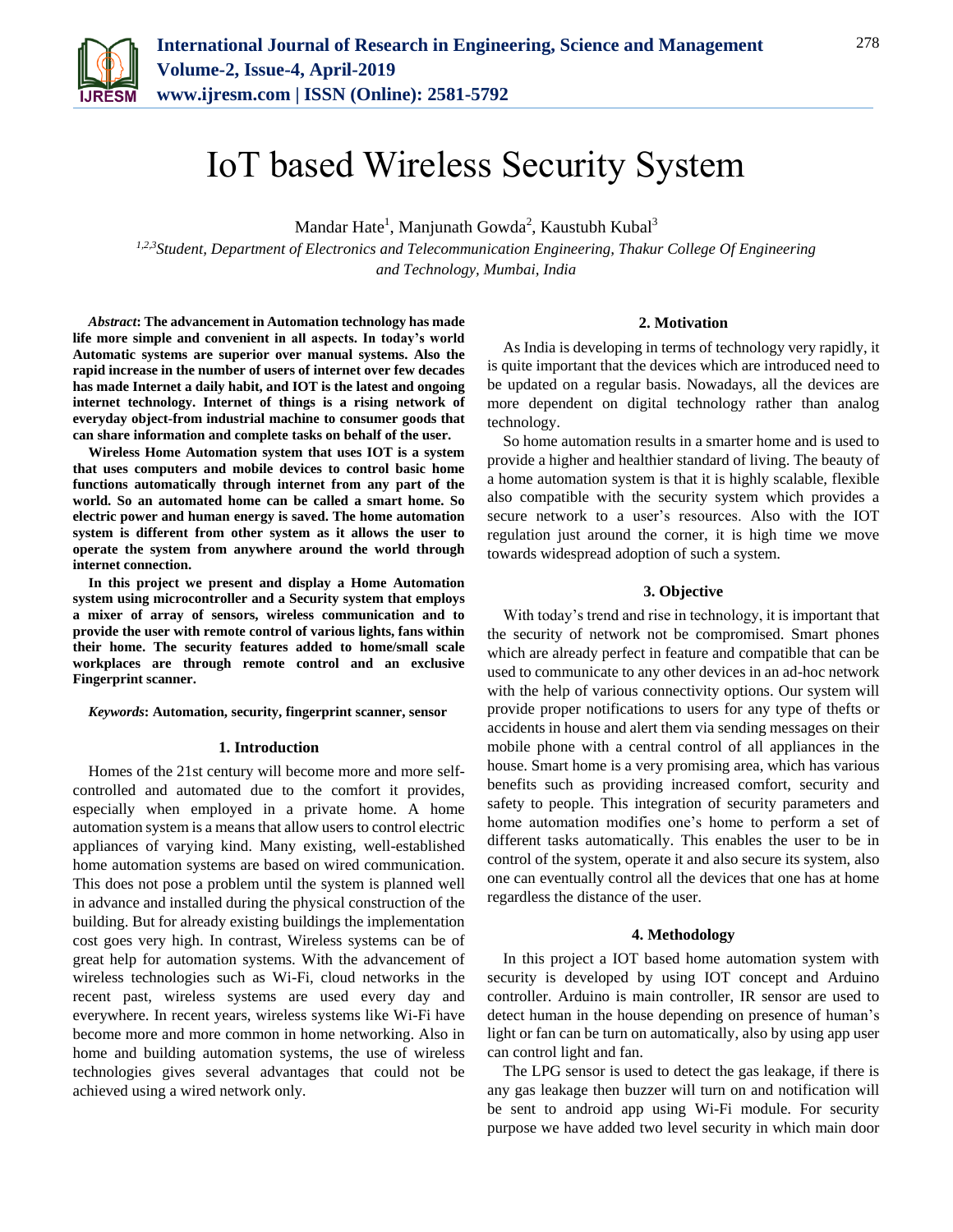# IoT based Wireless Security System

Mandar Hate[1], Manjunath Gowda[2], Kaustubh Kubal[3]

[1,2,3]*Student, Department of Electronics and Telecommunication Engineering, Thakur College Of Engineering and Technology, Mumbai, India*

***Abstract*: The advancement in Automation technology has made life more simple and convenient in all aspects. In today's world Automatic systems are superior over manual systems. Also the rapid increase in the number of users of internet over few decades has made Internet a daily habit, and IOT is the latest and ongoing internet technology. Internet of things is a rising network of everyday object-from industrial machine to consumer goods that can share information and complete tasks on behalf of the user.**

**Wireless Home Automation system that uses IOT is a system that uses computers and mobile devices to control basic home functions automatically through internet from any part of the world. So an automated home can be called a smart home. So electric power and human energy is saved. The home automation system is different from other system as it allows the user to operate the system from anywhere around the world through internet connection.**

**In this project we present and display a Home Automation system using microcontroller and a Security system that employs a mixer of array of sensors, wireless communication and to provide the user with remote control of various lights, fans within their home. The security features added to home/small scale workplaces are through remote control and an exclusive Fingerprint scanner.**

***Keywords*: Automation, security, fingerprint scanner, sensor**

## 1. Introduction

Homes of the 21st century will become more and more self-controlled and automated due to the comfort it provides, especially when employed in a private home. A home automation system is a means that allow users to control electric appliances of varying kind. Many existing, well-established home automation systems are based on wired communication. This does not pose a problem until the system is planned well in advance and installed during the physical construction of the building. But for already existing buildings the implementation cost goes very high. In contrast, Wireless systems can be of great help for automation systems. With the advancement of wireless technologies such as Wi-Fi, cloud networks in the recent past, wireless systems are used every day and everywhere. In recent years, wireless systems like Wi-Fi have become more and more common in home networking. Also in home and building automation systems, the use of wireless technologies gives several advantages that could not be achieved using a wired network only.

## 2. Motivation

As India is developing in terms of technology very rapidly, it is quite important that the devices which are introduced need to be updated on a regular basis. Nowadays, all the devices are more dependent on digital technology rather than analog technology.

So home automation results in a smarter home and is used to provide a higher and healthier standard of living. The beauty of a home automation system is that it is highly scalable, flexible also compatible with the security system which provides a secure network to a user's resources. Also with the IOT regulation just around the corner, it is high time we move towards widespread adoption of such a system.

## 3. Objective

With today's trend and rise in technology, it is important that the security of network not be compromised. Smart phones which are already perfect in feature and compatible that can be used to communicate to any other devices in an ad-hoc network with the help of various connectivity options. Our system will provide proper notifications to users for any type of thefts or accidents in house and alert them via sending messages on their mobile phone with a central control of all appliances in the house. Smart home is a very promising area, which has various benefits such as providing increased comfort, security and safety to people. This integration of security parameters and home automation modifies one's home to perform a set of different tasks automatically. This enables the user to be in control of the system, operate it and also secure its system, also one can eventually control all the devices that one has at home regardless the distance of the user.

## 4. Methodology

In this project a IOT based home automation system with security is developed by using IOT concept and Arduino controller. Arduino is main controller, IR sensor are used to detect human in the house depending on presence of human's light or fan can be turn on automatically, also by using app user can control light and fan.

The LPG sensor is used to detect the gas leakage, if there is any gas leakage then buzzer will turn on and notification will be sent to android app using Wi-Fi module. For security purpose we have added two level security in which main door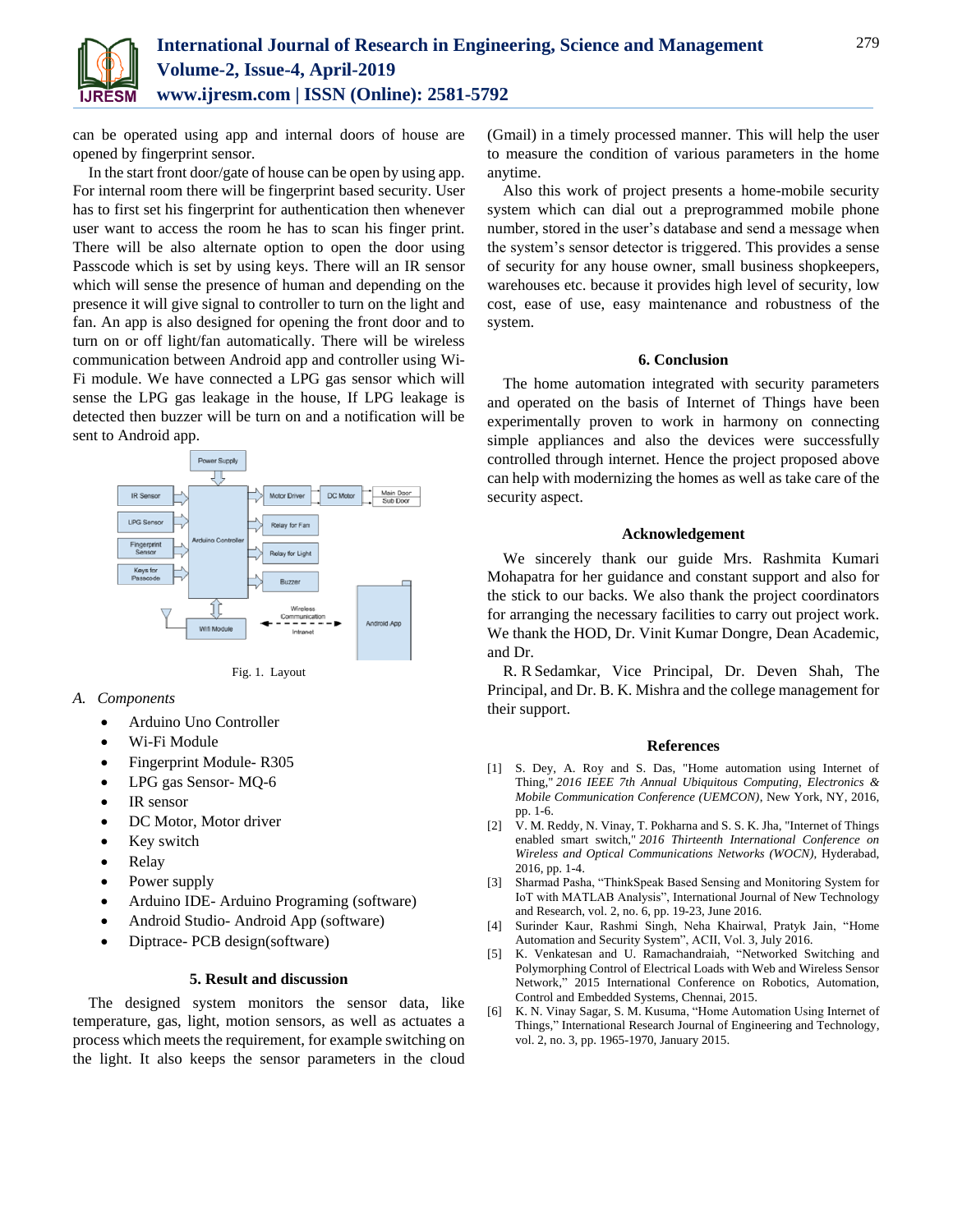can be operated using app and internal doors of house are opened by fingerprint sensor.

In the start front door/gate of house can be open by using app. For internal room there will be fingerprint based security. User has to first set his fingerprint for authentication then whenever user want to access the room he has to scan his finger print. There will be also alternate option to open the door using Passcode which is set by using keys. There will an IR sensor which will sense the presence of human and depending on the presence it will give signal to controller to turn on the light and fan. An app is also designed for opening the front door and to turn on or off light/fan automatically. There will be wireless communication between Android app and controller using Wi-Fi module. We have connected a LPG gas sensor which will sense the LPG gas leakage in the house, If LPG leakage is detected then buzzer will be turn on and a notification will be sent to Android app.

Power Supply
IR Sensor
LPG Sensor
Fingerprint Sensor
Keys for Passcode
Arduino Controller
Motor Driver
DC Motor
Main Door
Sub Door
Relay for Fan
Relay for Light
Buzzer
Wifi Module
Wireless Communication
Intranet
Android App

Fig. 1. Layout

*A. Components*

- Arduino Uno Controller
- Wi-Fi Module
- Fingerprint Module- R305
- LPG gas Sensor- MQ-6
- IR sensor
- DC Motor, Motor driver
- Key switch
- Relay
- Power supply
- Arduino IDE- Arduino Programing (software)
- Android Studio- Android App (software)
- Diptrace- PCB design(software)

## 5. Result and discussion

The designed system monitors the sensor data, like temperature, gas, light, motion sensors, as well as actuates a process which meets the requirement, for example switching on the light. It also keeps the sensor parameters in the cloud (Gmail) in a timely processed manner. This will help the user to measure the condition of various parameters in the home anytime.

Also this work of project presents a home-mobile security system which can dial out a preprogrammed mobile phone number, stored in the user's database and send a message when the system's sensor detector is triggered. This provides a sense of security for any house owner, small business shopkeepers, warehouses etc. because it provides high level of security, low cost, ease of use, easy maintenance and robustness of the system.

## 6. Conclusion

The home automation integrated with security parameters and operated on the basis of Internet of Things have been experimentally proven to work in harmony on connecting simple appliances and also the devices were successfully controlled through internet. Hence the project proposed above can help with modernizing the homes as well as take care of the security aspect.

## Acknowledgement

We sincerely thank our guide Mrs. Rashmita Kumari Mohapatra for her guidance and constant support and also for the stick to our backs. We also thank the project coordinators for arranging the necessary facilities to carry out project work. We thank the HOD, Dr. Vinit Kumar Dongre, Dean Academic, and Dr.

R. R Sedamkar, Vice Principal, Dr. Deven Shah, The Principal, and Dr. B. K. Mishra and the college management for their support.

## References

[1] S. Dey, A. Roy and S. Das, "Home automation using Internet of Thing," *2016 IEEE 7th Annual Ubiquitous Computing, Electronics & Mobile Communication Conference (UEMCON)*, New York, NY, 2016, pp. 1-6.

[2] V. M. Reddy, N. Vinay, T. Pokharna and S. S. K. Jha, "Internet of Things enabled smart switch," *2016 Thirteenth International Conference on Wireless and Optical Communications Networks (WOCN)*, Hyderabad, 2016, pp. 1-4.

[3] Sharmad Pasha, "ThinkSpeak Based Sensing and Monitoring System for IoT with MATLAB Analysis", International Journal of New Technology and Research, vol. 2, no. 6, pp. 19-23, June 2016.

[4] Surinder Kaur, Rashmi Singh, Neha Khairwal, Pratyk Jain, "Home Automation and Security System", ACII, Vol. 3, July 2016.

[5] K. Venkatesan and U. Ramachandraiah, "Networked Switching and Polymorphing Control of Electrical Loads with Web and Wireless Sensor Network," 2015 International Conference on Robotics, Automation, Control and Embedded Systems, Chennai, 2015.

[6] K. N. Vinay Sagar, S. M. Kusuma, "Home Automation Using Internet of Things," International Research Journal of Engineering and Technology, vol. 2, no. 3, pp. 1965-1970, January 2015.